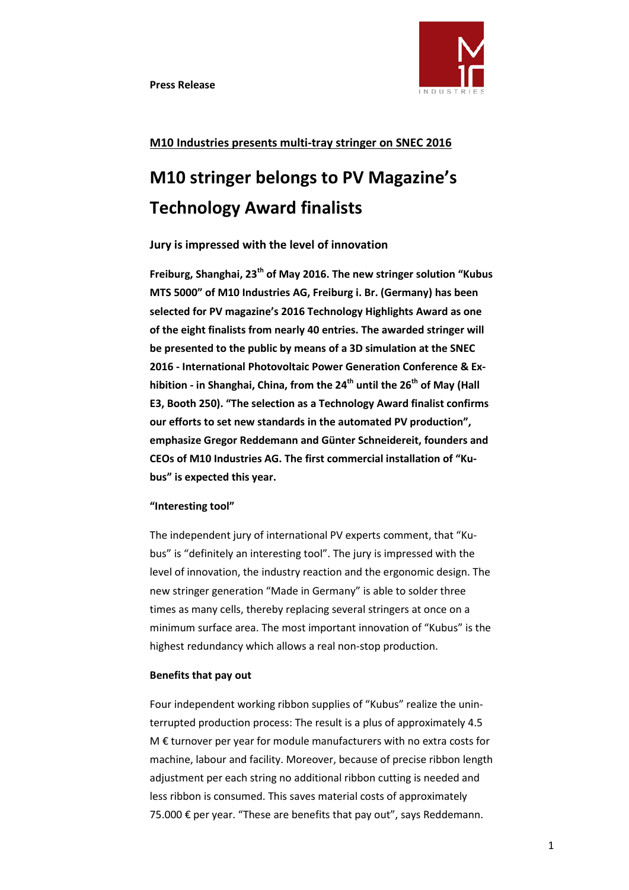**Press Release**

**M10 Industries presents multi-tray stringer on SNEC 2016**

# M10 stringer belongs to PV Magazine's Technology Award finalists

### Jury is impressed with the level of innovation

**Freiburg, Shanghai, 23th of May 2016. The new stringer solution "Kubus MTS 5000" of M10 Industries AG, Freiburg i. Br. (Germany) has been selected for PV magazine's 2016 Technology Highlights Award as one of the eight finalists from nearly 40 entries. The awarded stringer will be presented to the public by means of a 3D simulation at the SNEC 2016 - International Photovoltaic Power Generation Conference & Exhibition - in Shanghai, China, from the 24th until the 26th of May (Hall E3, Booth 250). "The selection as a Technology Award finalist confirms our efforts to set new standards in the automated PV production", emphasize Gregor Reddemann and Günter Schneidereit, founders and CEOs of M10 Industries AG. The first commercial installation of "Kubus" is expected this year.**

**"Interesting tool"**

The independent jury of international PV experts comment, that "Kubus" is "definitely an interesting tool". The jury is impressed with the level of innovation, the industry reaction and the ergonomic design. The new stringer generation "Made in Germany" is able to solder three times as many cells, thereby replacing several stringers at once on a minimum surface area. The most important innovation of "Kubus" is the highest redundancy which allows a real non-stop production.

**Benefits that pay out**

Four independent working ribbon supplies of "Kubus" realize the uninterrupted production process: The result is a plus of approximately 4.5 M € turnover per year for module manufacturers with no extra costs for machine, labour and facility. Moreover, because of precise ribbon length adjustment per each string no additional ribbon cutting is needed and less ribbon is consumed. This saves material costs of approximately 75.000 € per year. "These are benefits that pay out", says Reddemann.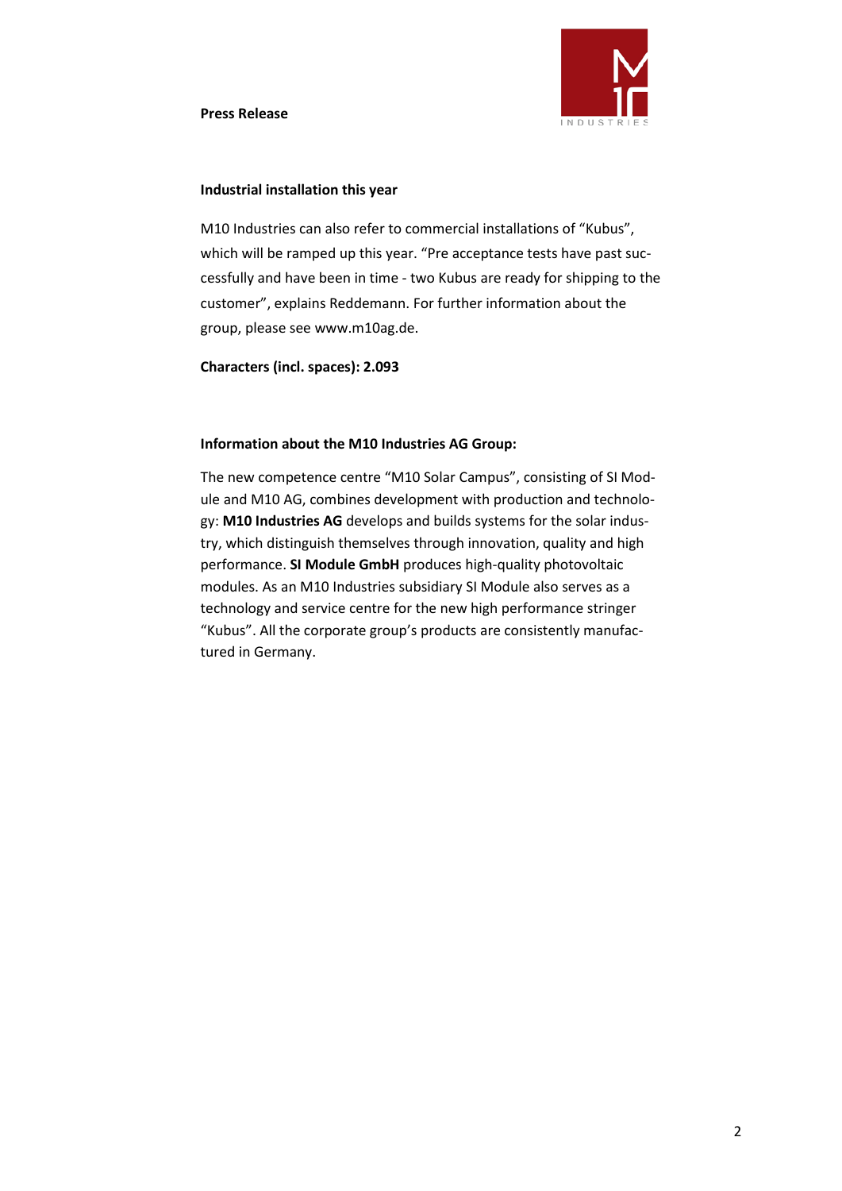**Press Release**

**Industrial installation this year**

M10 Industries can also refer to commercial installations of "Kubus", which will be ramped up this year. "Pre acceptance tests have past successfully and have been in time - two Kubus are ready for shipping to the customer", explains Reddemann. For further information about the group, please see www.m10ag.de.

**Characters (incl. spaces): 2.093**

**Information about the M10 Industries AG Group:**

The new competence centre "M10 Solar Campus", consisting of SI Module and M10 AG, combines development with production and technology: **M10 Industries AG** develops and builds systems for the solar industry, which distinguish themselves through innovation, quality and high performance. **SI Module GmbH** produces high-quality photovoltaic modules. As an M10 Industries subsidiary SI Module also serves as a technology and service centre for the new high performance stringer "Kubus". All the corporate group's products are consistently manufactured in Germany.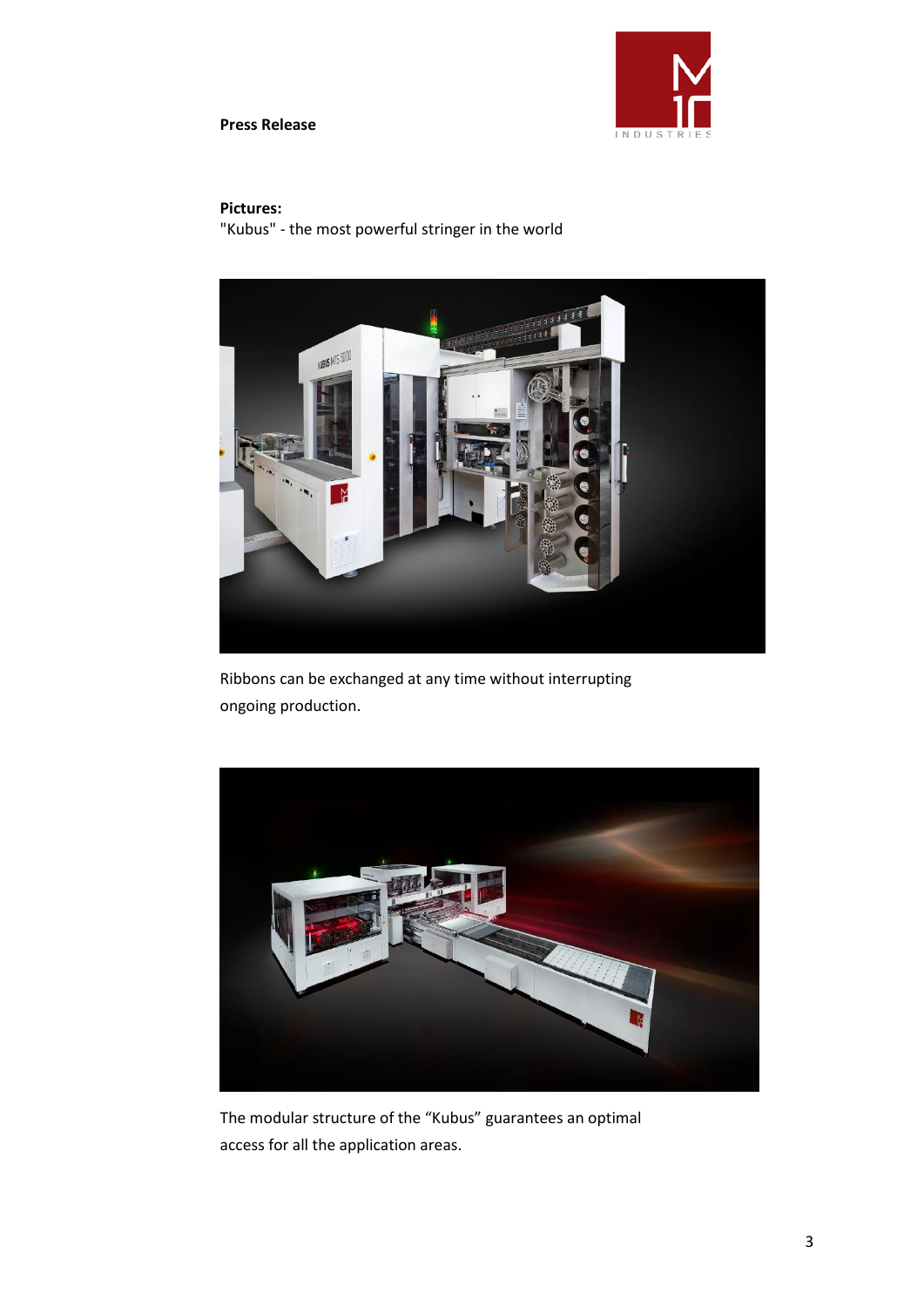**Press Release**

**Pictures:**

"Kubus" - the most powerful stringer in the world

Ribbons can be exchanged at any time without interrupting ongoing production.

The modular structure of the “Kubus” guarantees an optimal access for all the application areas.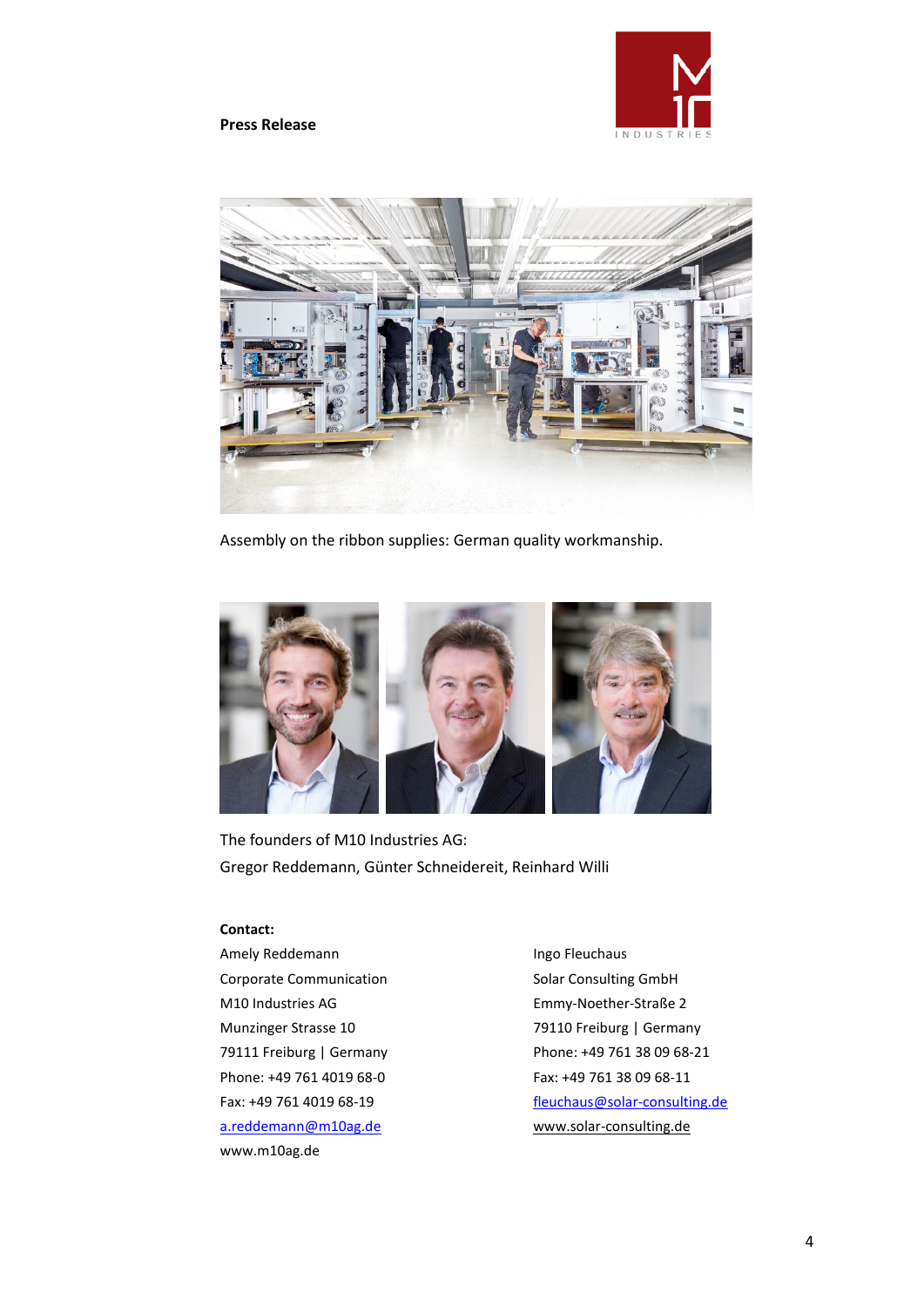**Press Release**

Assembly on the ribbon supplies: German quality workmanship.

The founders of M10 Industries AG:
Gregor Reddemann, Günter Schneidereit, Reinhard Willi

**Contact:**

Amely Reddemann
Corporate Communication
M10 Industries AG
Munzinger Strasse 10
79111 Freiburg | Germany
Phone: +49 761 4019 68-0
Fax: +49 761 4019 68-19
a.reddemann@m10ag.de
www.m10ag.de

Ingo Fleuchaus
Solar Consulting GmbH
Emmy-Noether-Straße 2
79110 Freiburg | Germany
Phone: +49 761 38 09 68-21
Fax: +49 761 38 09 68-11
fleuchaus@solar-consulting.de
www.solar-consulting.de